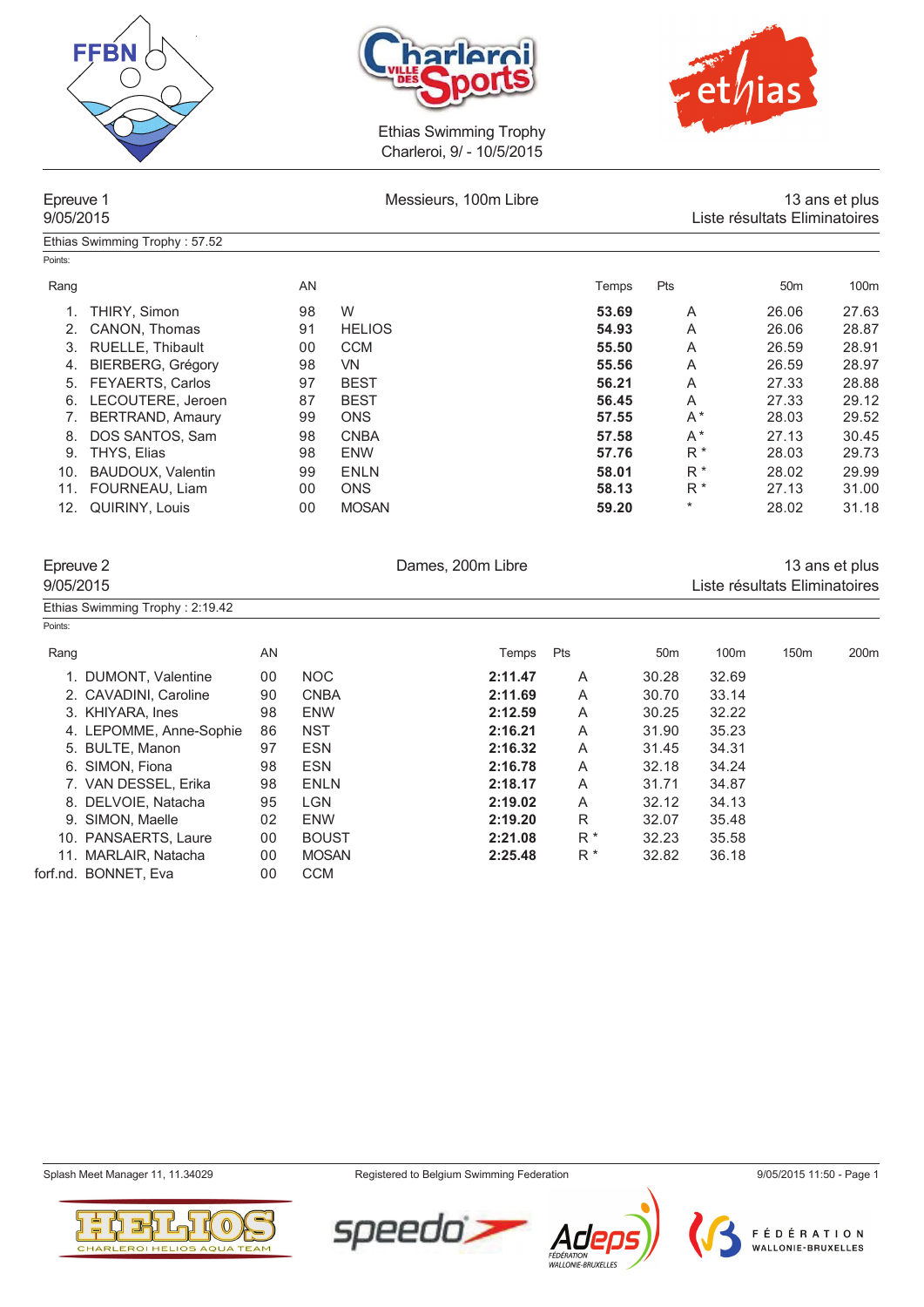Ethias Swimming Trophy
Charleroi, 9/ - 10/5/2015

## Epreuve 1 — Messieurs, 100m Libre — 13 ans et plus

9/05/2015 — Liste résultats Eliminatoires

Ethias Swimming Trophy : 57.52

Points:

| Rang | | AN | | Temps | Pts | 50m | 100m |
|---|---|---|---|---|---|---|---|
| 1. | THIRY, Simon | 98 | W | **53.69** | A | 26.06 | 27.63 |
| 2. | CANON, Thomas | 91 | HELIOS | **54.93** | A | 26.06 | 28.87 |
| 3. | RUELLE, Thibault | 00 | CCM | **55.50** | A | 26.59 | 28.91 |
| 4. | BIERBERG, Grégory | 98 | VN | **55.56** | A | 26.59 | 28.97 |
| 5. | FEYAERTS, Carlos | 97 | BEST | **56.21** | A | 27.33 | 28.88 |
| 6. | LECOUTERE, Jeroen | 87 | BEST | **56.45** | A | 27.33 | 29.12 |
| 7. | BERTRAND, Amaury | 99 | ONS | **57.55** | A * | 28.03 | 29.52 |
| 8. | DOS SANTOS, Sam | 98 | CNBA | **57.58** | A * | 27.13 | 30.45 |
| 9. | THYS, Elias | 98 | ENW | **57.76** | R * | 28.03 | 29.73 |
| 10. | BAUDOUX, Valentin | 99 | ENLN | **58.01** | R * | 28.02 | 29.99 |
| 11. | FOURNEAU, Liam | 00 | ONS | **58.13** | R * | 27.13 | 31.00 |
| 12. | QUIRINY, Louis | 00 | MOSAN | **59.20** | * | 28.02 | 31.18 |

## Epreuve 2 — Dames, 200m Libre — 13 ans et plus

9/05/2015 — Liste résultats Eliminatoires

Ethias Swimming Trophy : 2:19.42

Points:

| Rang | | AN | | Temps | Pts | 50m | 100m | 150m | 200m |
|---|---|---|---|---|---|---|---|---|---|
| 1. | DUMONT, Valentine | 00 | NOC | **2:11.47** | A | 30.28 | 32.69 | | |
| 2. | CAVADINI, Caroline | 90 | CNBA | **2:11.69** | A | 30.70 | 33.14 | | |
| 3. | KHIYARA, Ines | 98 | ENW | **2:12.59** | A | 30.25 | 32.22 | | |
| 4. | LEPOMME, Anne-Sophie | 86 | NST | **2:16.21** | A | 31.90 | 35.23 | | |
| 5. | BULTE, Manon | 97 | ESN | **2:16.32** | A | 31.45 | 34.31 | | |
| 6. | SIMON, Fiona | 98 | ESN | **2:16.78** | A | 32.18 | 34.24 | | |
| 7. | VAN DESSEL, Erika | 98 | ENLN | **2:18.17** | A | 31.71 | 34.87 | | |
| 8. | DELVOIE, Natacha | 95 | LGN | **2:19.02** | A | 32.12 | 34.13 | | |
| 9. | SIMON, Maelle | 02 | ENW | **2:19.20** | R | 32.07 | 35.48 | | |
| 10. | PANSAERTS, Laure | 00 | BOUST | **2:21.08** | R * | 32.23 | 35.58 | | |
| 11. | MARLAIR, Natacha | 00 | MOSAN | **2:25.48** | R * | 32.82 | 36.18 | | |
| forf.nd. | BONNET, Eva | 00 | CCM | | | | | | |

Splash Meet Manager 11, 11.34029 — Registered to Belgium Swimming Federation — 9/05/2015 11:50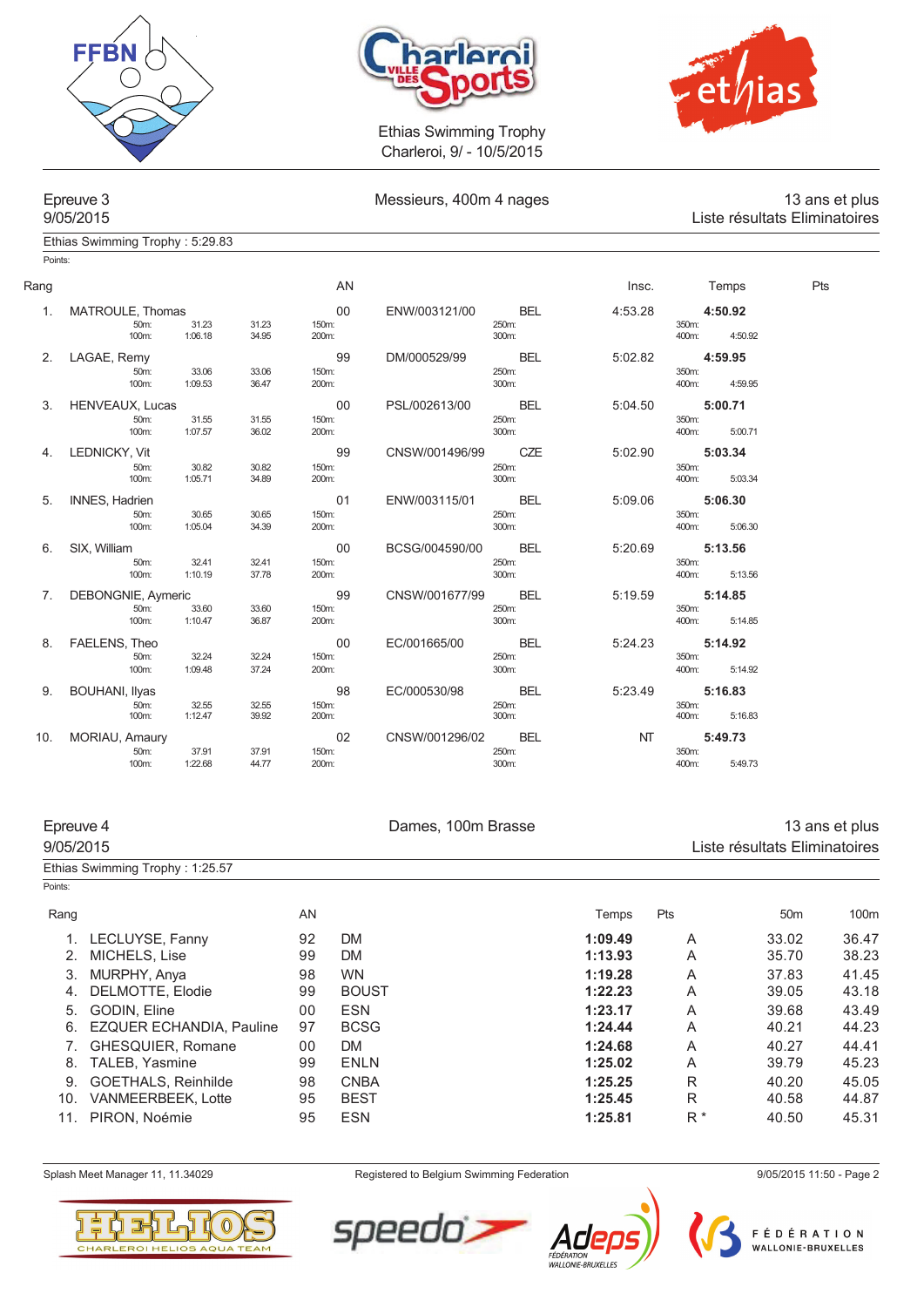Ethias Swimming Trophy
Charleroi, 9/ - 10/5/2015

## Epreuve 3 — Messieurs, 400m 4 nages — 13 ans et plus

9/05/2015 — Liste résultats Eliminatoires

Ethias Swimming Trophy : 5:29.83

Points:

| Rang | Nom | AN | Club | Nat | Insc. | Temps | Pts |
|---|---|---|---|---|---|---|---|
| 1. | MATROULE, Thomas | 00 | ENW/003121/00 | BEL | 4:53.28 | **4:50.92** | |
| | 50m: 31.23 (31.23) · 100m: 1:06.18 (34.95) · 400m: 4:50.92 | | | | | | |
| 2. | LAGAE, Remy | 99 | DM/000529/99 | BEL | 5:02.82 | **4:59.95** | |
| | 50m: 33.06 (33.06) · 100m: 1:09.53 (36.47) · 400m: 4:59.95 | | | | | | |
| 3. | HENVEAUX, Lucas | 00 | PSL/002613/00 | BEL | 5:04.50 | **5:00.71** | |
| | 50m: 31.55 (31.55) · 100m: 1:07.57 (36.02) · 400m: 5:00.71 | | | | | | |
| 4. | LEDNICKY, Vit | 99 | CNSW/001496/99 | CZE | 5:02.90 | **5:03.34** | |
| | 50m: 30.82 (30.82) · 100m: 1:05.71 (34.89) · 400m: 5:03.34 | | | | | | |
| 5. | INNES, Hadrien | 01 | ENW/003115/01 | BEL | 5:09.06 | **5:06.30** | |
| | 50m: 30.65 (30.65) · 100m: 1:05.04 (34.39) · 400m: 5:06.30 | | | | | | |
| 6. | SIX, William | 00 | BCSG/004590/00 | BEL | 5:20.69 | **5:13.56** | |
| | 50m: 32.41 (32.41) · 100m: 1:10.19 (37.78) · 400m: 5:13.56 | | | | | | |
| 7. | DEBONGNIE, Aymeric | 99 | CNSW/001677/99 | BEL | 5:19.59 | **5:14.85** | |
| | 50m: 33.60 (33.60) · 100m: 1:10.47 (36.87) · 400m: 5:14.85 | | | | | | |
| 8. | FAELENS, Theo | 00 | EC/001665/00 | BEL | 5:24.23 | **5:14.92** | |
| | 50m: 32.24 (32.24) · 100m: 1:09.48 (37.24) · 400m: 5:14.92 | | | | | | |
| 9. | BOUHANI, Ilyas | 98 | EC/000530/98 | BEL | 5:23.49 | **5:16.83** | |
| | 50m: 32.55 (32.55) · 100m: 1:12.47 (39.92) · 400m: 5:16.83 | | | | | | |
| 10. | MORIAU, Amaury | 02 | CNSW/001296/02 | BEL | NT | **5:49.73** | |
| | 50m: 37.91 (37.91) · 100m: 1:22.68 (44.77) · 400m: 5:49.73 | | | | | | |

## Epreuve 4 — Dames, 100m Brasse — 13 ans et plus

9/05/2015 — Liste résultats Eliminatoires

Ethias Swimming Trophy : 1:25.57

Points:

| Rang | Nom | AN | Club | Temps | Pts | 50m | 100m |
|---|---|---|---|---|---|---|---|
| 1. | LECLUYSE, Fanny | 92 | DM | **1:09.49** | A | 33.02 | 36.47 |
| 2. | MICHELS, Lise | 99 | DM | **1:13.93** | A | 35.70 | 38.23 |
| 3. | MURPHY, Anya | 98 | WN | **1:19.28** | A | 37.83 | 41.45 |
| 4. | DELMOTTE, Elodie | 99 | BOUST | **1:22.23** | A | 39.05 | 43.18 |
| 5. | GODIN, Eline | 00 | ESN | **1:23.17** | A | 39.68 | 43.49 |
| 6. | EZQUER ECHANDIA, Pauline | 97 | BCSG | **1:24.44** | A | 40.21 | 44.23 |
| 7. | GHESQUIER, Romane | 00 | DM | **1:24.68** | A | 40.27 | 44.41 |
| 8. | TALEB, Yasmine | 99 | ENLN | **1:25.02** | A | 39.79 | 45.23 |
| 9. | GOETHALS, Reinhilde | 98 | CNBA | **1:25.25** | R | 40.20 | 45.05 |
| 10. | VANMEERBEEK, Lotte | 95 | BEST | **1:25.45** | R | 40.58 | 44.87 |
| 11. | PIRON, Noémie | 95 | ESN | **1:25.81** | R * | 40.50 | 45.31 |

Splash Meet Manager 11, 11.34029 — Registered to Belgium Swimming Federation — 9/05/2015 11:50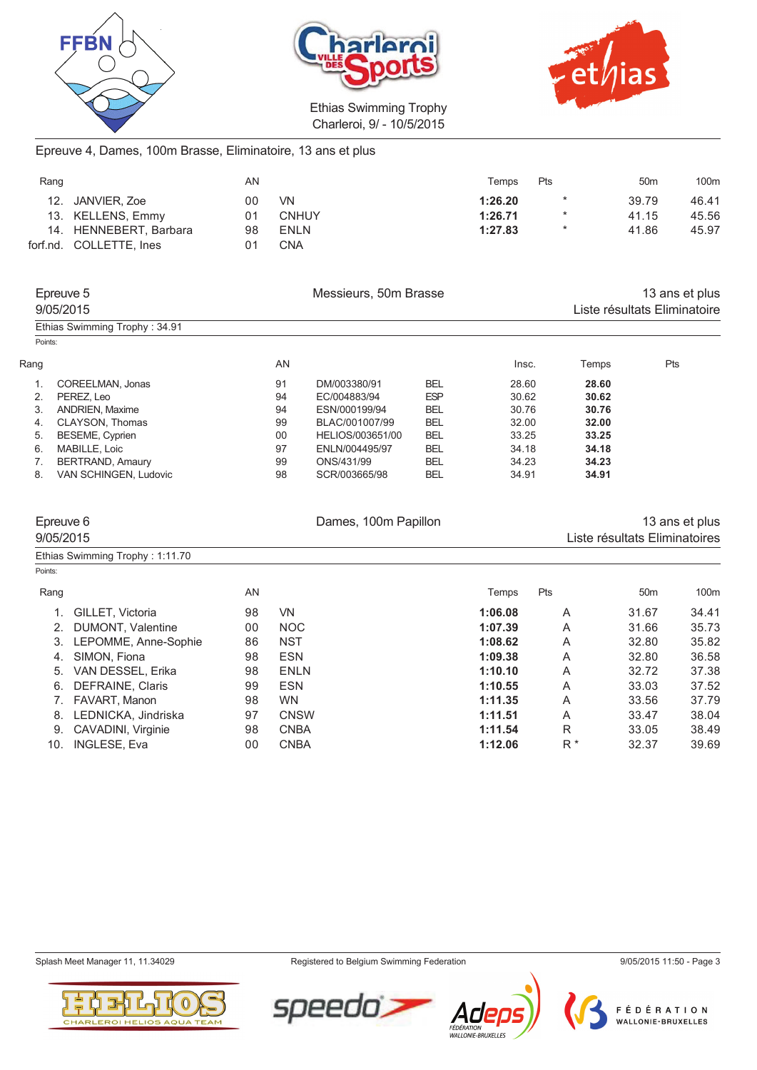Ethias Swimming Trophy
Charleroi, 9/ - 10/5/2015

## Epreuve 4, Dames, 100m Brasse, Eliminatoire, 13 ans et plus

| Rang | | AN | | Temps | Pts | 50m | 100m |
|---|---|---|---|---|---|---|---|
| 12. | JANVIER, Zoe | 00 | VN | **1:26.20** | * | 39.79 | 46.41 |
| 13. | KELLENS, Emmy | 01 | CNHUY | **1:26.71** | * | 41.15 | 45.56 |
| 14. | HENNEBERT, Barbara | 98 | ENLN | **1:27.83** | * | 41.86 | 45.97 |
| forf.nd. | COLLETTE, Ines | 01 | CNA | | | | |

## Epreuve 5 — Messieurs, 50m Brasse — 13 ans et plus

9/05/2015 — Liste résultats Eliminatoire

Ethias Swimming Trophy : 34.91

Points:

| Rang | | AN | | | Insc. | Temps | Pts |
|---|---|---|---|---|---|---|---|
| 1. | COREELMAN, Jonas | 91 | DM/003380/91 | BEL | 28.60 | **28.60** | |
| 2. | PEREZ, Leo | 94 | EC/004883/94 | ESP | 30.62 | **30.62** | |
| 3. | ANDRIEN, Maxime | 94 | ESN/000199/94 | BEL | 30.76 | **30.76** | |
| 4. | CLAYSON, Thomas | 99 | BLAC/001007/99 | BEL | 32.00 | **32.00** | |
| 5. | BESEME, Cyprien | 00 | HELIOS/003651/00 | BEL | 33.25 | **33.25** | |
| 6. | MABILLE, Loic | 97 | ENLN/004495/97 | BEL | 34.18 | **34.18** | |
| 7. | BERTRAND, Amaury | 99 | ONS/431/99 | BEL | 34.23 | **34.23** | |
| 8. | VAN SCHINGEN, Ludovic | 98 | SCR/003665/98 | BEL | 34.91 | **34.91** | |

## Epreuve 6 — Dames, 100m Papillon — 13 ans et plus

9/05/2015 — Liste résultats Eliminatoires

Ethias Swimming Trophy : 1:11.70

Points:

| Rang | | AN | | Temps | Pts | 50m | 100m |
|---|---|---|---|---|---|---|---|
| 1. | GILLET, Victoria | 98 | VN | **1:06.08** | A | 31.67 | 34.41 |
| 2. | DUMONT, Valentine | 00 | NOC | **1:07.39** | A | 31.66 | 35.73 |
| 3. | LEPOMME, Anne-Sophie | 86 | NST | **1:08.62** | A | 32.80 | 35.82 |
| 4. | SIMON, Fiona | 98 | ESN | **1:09.38** | A | 32.80 | 36.58 |
| 5. | VAN DESSEL, Erika | 98 | ENLN | **1:10.10** | A | 32.72 | 37.38 |
| 6. | DEFRAINE, Claris | 99 | ESN | **1:10.55** | A | 33.03 | 37.52 |
| 7. | FAVART, Manon | 98 | WN | **1:11.35** | A | 33.56 | 37.79 |
| 8. | LEDNICKA, Jindriska | 97 | CNSW | **1:11.51** | A | 33.47 | 38.04 |
| 9. | CAVADINI, Virginie | 98 | CNBA | **1:11.54** | R | 33.05 | 38.49 |
| 10. | INGLESE, Eva | 00 | CNBA | **1:12.06** | R * | 32.37 | 39.69 |

Splash Meet Manager 11, 11.34029 — Registered to Belgium Swimming Federation — 9/05/2015 11:50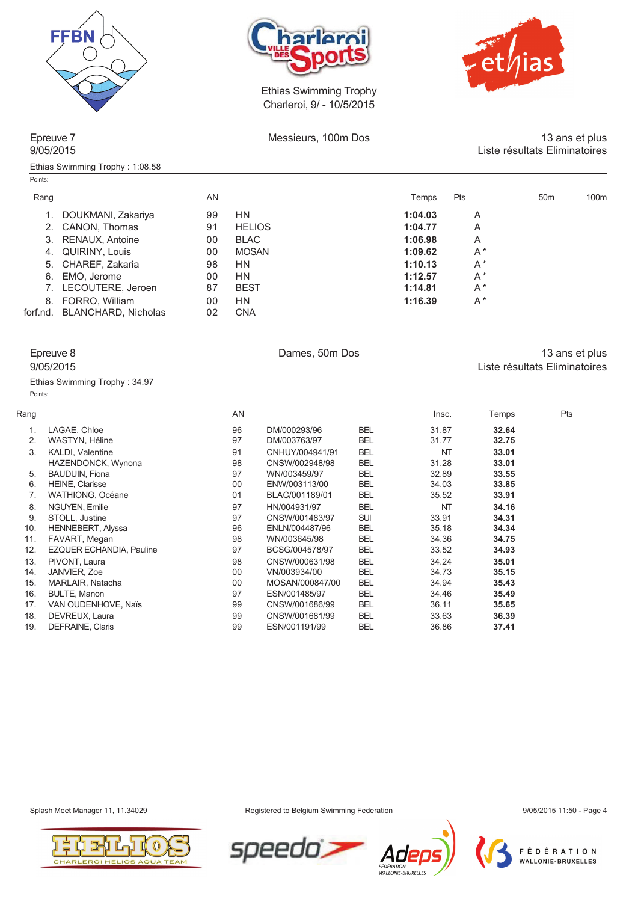Ethias Swimming Trophy
Charleroi, 9/ - 10/5/2015

## Epreuve 7 — Messieurs, 100m Dos — 13 ans et plus

9/05/2015 — Liste résultats Eliminatoires

Ethias Swimming Trophy : 1:08.58

Points:

| Rang | | AN | | Temps | Pts | 50m | 100m |
|---|---|---|---|---|---|---|---|
| 1. | DOUKMANI, Zakariya | 99 | HN | **1:04.03** | A | | |
| 2. | CANON, Thomas | 91 | HELIOS | **1:04.77** | A | | |
| 3. | RENAUX, Antoine | 00 | BLAC | **1:06.98** | A | | |
| 4. | QUIRINY, Louis | 00 | MOSAN | **1:09.62** | A * | | |
| 5. | CHAREF, Zakaria | 98 | HN | **1:10.13** | A * | | |
| 6. | EMO, Jerome | 00 | HN | **1:12.57** | A * | | |
| 7. | LECOUTERE, Jeroen | 87 | BEST | **1:14.81** | A * | | |
| 8. | FORRO, William | 00 | HN | **1:16.39** | A * | | |
| forf.nd. | BLANCHARD, Nicholas | 02 | CNA | | | | |

## Epreuve 8 — Dames, 50m Dos — 13 ans et plus

9/05/2015 — Liste résultats Eliminatoires

Ethias Swimming Trophy : 34.97

Points:

| Rang | | AN | | | Insc. | Temps | Pts |
|---|---|---|---|---|---|---|---|
| 1. | LAGAE, Chloe | 96 | DM/000293/96 | BEL | 31.87 | **32.64** | |
| 2. | WASTYN, Héline | 97 | DM/003763/97 | BEL | 31.77 | **32.75** | |
| 3. | KALDI, Valentine | 91 | CNHUY/004941/91 | BEL | NT | **33.01** | |
| | HAZENDONCK, Wynona | 98 | CNSW/002948/98 | BEL | 31.28 | **33.01** | |
| 5. | BAUDUIN, Fiona | 97 | WN/003459/97 | BEL | 32.89 | **33.55** | |
| 6. | HEINE, Clarisse | 00 | ENW/003113/00 | BEL | 34.03 | **33.85** | |
| 7. | WATHIONG, Océane | 01 | BLAC/001189/01 | BEL | 35.52 | **33.91** | |
| 8. | NGUYEN, Emilie | 97 | HN/004931/97 | BEL | NT | **34.16** | |
| 9. | STOLL, Justine | 97 | CNSW/001483/97 | SUI | 33.91 | **34.31** | |
| 10. | HENNEBERT, Alyssa | 96 | ENLN/004487/96 | BEL | 35.18 | **34.34** | |
| 11. | FAVART, Megan | 98 | WN/003645/98 | BEL | 34.36 | **34.75** | |
| 12. | EZQUER ECHANDIA, Pauline | 97 | BCSG/004578/97 | BEL | 33.52 | **34.93** | |
| 13. | PIVONT, Laura | 98 | CNSW/000631/98 | BEL | 34.24 | **35.01** | |
| 14. | JANVIER, Zoe | 00 | VN/003934/00 | BEL | 34.73 | **35.15** | |
| 15. | MARLAIR, Natacha | 00 | MOSAN/000847/00 | BEL | 34.94 | **35.43** | |
| 16. | BULTE, Manon | 97 | ESN/001485/97 | BEL | 34.46 | **35.49** | |
| 17. | VAN OUDENHOVE, Naïs | 99 | CNSW/001686/99 | BEL | 36.11 | **35.65** | |
| 18. | DEVREUX, Laura | 99 | CNSW/001681/99 | BEL | 33.63 | **36.39** | |
| 19. | DEFRAINE, Claris | 99 | ESN/001191/99 | BEL | 36.86 | **37.41** | |

Splash Meet Manager 11, 11.34029 — Registered to Belgium Swimming Federation — 9/05/2015 11:50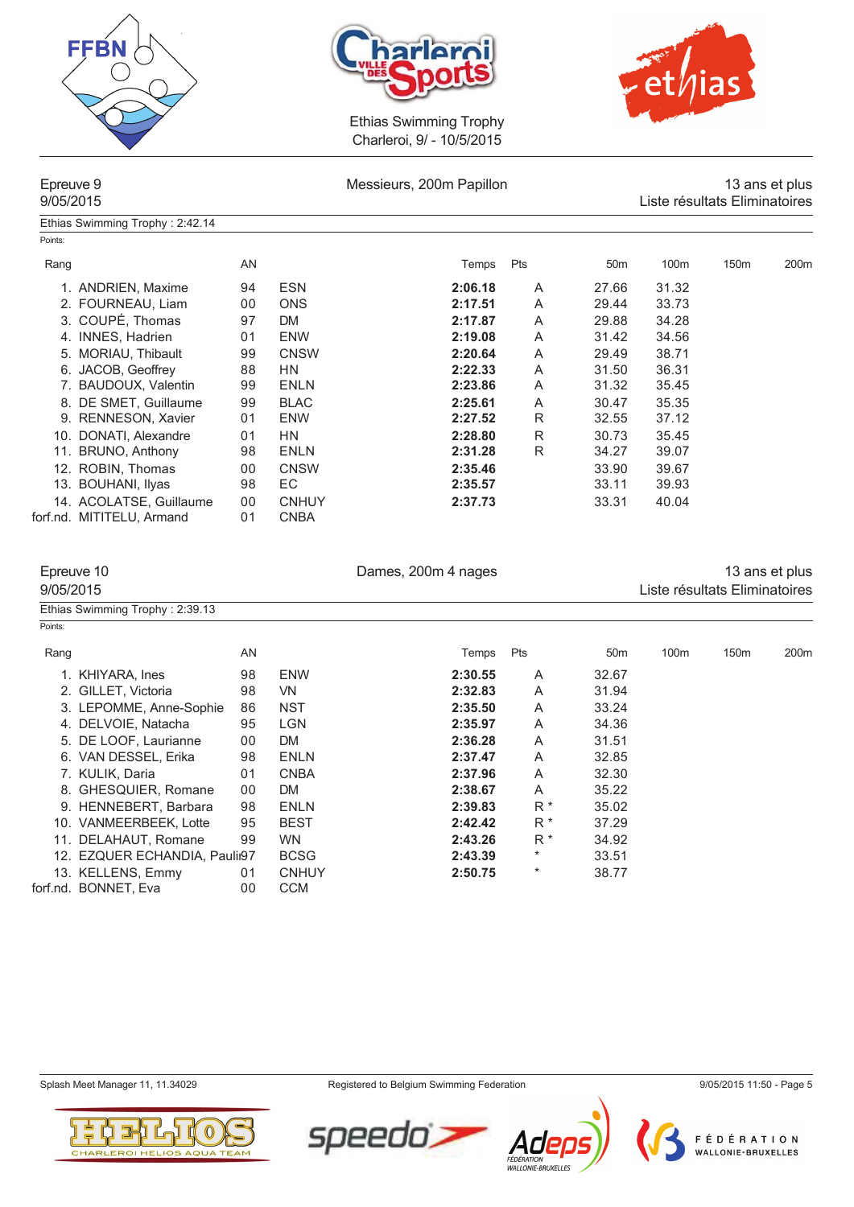Ethias Swimming Trophy
Charleroi, 9/ - 10/5/2015

## Epreuve 9 — Messieurs, 200m Papillon — 13 ans et plus

9/05/2015 — Liste résultats Eliminatoires

Ethias Swimming Trophy : 2:42.14

Points:

| Rang | | AN | | Temps | Pts | 50m | 100m | 150m | 200m |
|---|---|---|---|---|---|---|---|---|---|
| 1. | ANDRIEN, Maxime | 94 | ESN | **2:06.18** | A | 27.66 | 31.32 | | |
| 2. | FOURNEAU, Liam | 00 | ONS | **2:17.51** | A | 29.44 | 33.73 | | |
| 3. | COUPÉ, Thomas | 97 | DM | **2:17.87** | A | 29.88 | 34.28 | | |
| 4. | INNES, Hadrien | 01 | ENW | **2:19.08** | A | 31.42 | 34.56 | | |
| 5. | MORIAU, Thibault | 99 | CNSW | **2:20.64** | A | 29.49 | 38.71 | | |
| 6. | JACOB, Geoffrey | 88 | HN | **2:22.33** | A | 31.50 | 36.31 | | |
| 7. | BAUDOUX, Valentin | 99 | ENLN | **2:23.86** | A | 31.32 | 35.45 | | |
| 8. | DE SMET, Guillaume | 99 | BLAC | **2:25.61** | A | 30.47 | 35.35 | | |
| 9. | RENNESON, Xavier | 01 | ENW | **2:27.52** | R | 32.55 | 37.12 | | |
| 10. | DONATI, Alexandre | 01 | HN | **2:28.80** | R | 30.73 | 35.45 | | |
| 11. | BRUNO, Anthony | 98 | ENLN | **2:31.28** | R | 34.27 | 39.07 | | |
| 12. | ROBIN, Thomas | 00 | CNSW | **2:35.46** | | 33.90 | 39.67 | | |
| 13. | BOUHANI, Ilyas | 98 | EC | **2:35.57** | | 33.11 | 39.93 | | |
| 14. | ACOLATSE, Guillaume | 00 | CNHUY | **2:37.73** | | 33.31 | 40.04 | | |
| forf.nd. | MITITELU, Armand | 01 | CNBA | | | | | | |

## Epreuve 10 — Dames, 200m 4 nages — 13 ans et plus

9/05/2015 — Liste résultats Eliminatoires

Ethias Swimming Trophy : 2:39.13

Points:

| Rang | | AN | | Temps | Pts | 50m | 100m | 150m | 200m |
|---|---|---|---|---|---|---|---|---|---|
| 1. | KHIYARA, Ines | 98 | ENW | **2:30.55** | A | 32.67 | | | |
| 2. | GILLET, Victoria | 98 | VN | **2:32.83** | A | 31.94 | | | |
| 3. | LEPOMME, Anne-Sophie | 86 | NST | **2:35.50** | A | 33.24 | | | |
| 4. | DELVOIE, Natacha | 95 | LGN | **2:35.97** | A | 34.36 | | | |
| 5. | DE LOOF, Laurianne | 00 | DM | **2:36.28** | A | 31.51 | | | |
| 6. | VAN DESSEL, Erika | 98 | ENLN | **2:37.47** | A | 32.85 | | | |
| 7. | KULIK, Daria | 01 | CNBA | **2:37.96** | A | 32.30 | | | |
| 8. | GHESQUIER, Romane | 00 | DM | **2:38.67** | A | 35.22 | | | |
| 9. | HENNEBERT, Barbara | 98 | ENLN | **2:39.83** | R * | 35.02 | | | |
| 10. | VANMEERBEEK, Lotte | 95 | BEST | **2:42.42** | R * | 37.29 | | | |
| 11. | DELAHAUT, Romane | 99 | WN | **2:43.26** | R * | 34.92 | | | |
| 12. | EZQUER ECHANDIA, Pauli | 97 | BCSG | **2:43.39** | * | 33.51 | | | |
| 13. | KELLENS, Emmy | 01 | CNHUY | **2:50.75** | * | 38.77 | | | |
| forf.nd. | BONNET, Eva | 00 | CCM | | | | | | |

Splash Meet Manager 11, 11.34029 — Registered to Belgium Swimming Federation — 9/05/2015 11:50 - Page 5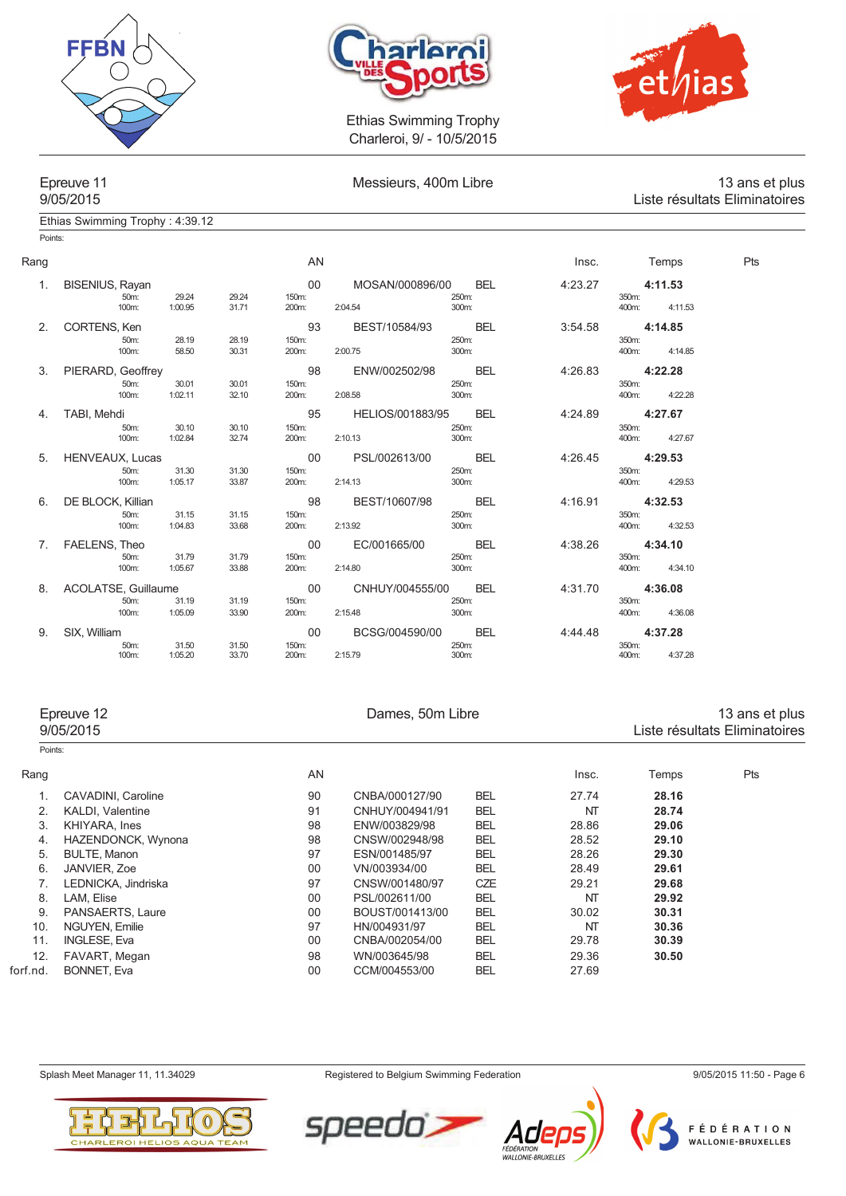Ethias Swimming Trophy
Charleroi, 9/ - 10/5/2015

## Epreuve 11 — Messieurs, 400m Libre — 13 ans et plus

9/05/2015 — Liste résultats Eliminatoires

Ethias Swimming Trophy : 4:39.12

Points:

| Rang | Nom | AN | Club | Nat. | Insc. | Temps | Pts |
|---|---|---|---|---|---|---|---|
| 1. | BISENIUS, Rayan | 00 | MOSAN/000896/00 | BEL | 4:23.27 | **4:11.53** | |
| | 50m: 29.24 (29.24) — 100m: 1:00.95 (31.71) — 150m: — 200m: 2:04.54 — 250m: — 300m: — 350m: — 400m: 4:11.53 | | | | | | |
| 2. | CORTENS, Ken | 93 | BEST/10584/93 | BEL | 3:54.58 | **4:14.85** | |
| | 50m: 28.19 (28.19) — 100m: 58.50 (30.31) — 150m: — 200m: 2:00.75 — 250m: — 300m: — 350m: — 400m: 4:14.85 | | | | | | |
| 3. | PIERARD, Geoffrey | 98 | ENW/002502/98 | BEL | 4:26.83 | **4:22.28** | |
| | 50m: 30.01 (30.01) — 100m: 1:02.11 (32.10) — 150m: — 200m: 2:08.58 — 250m: — 300m: — 350m: — 400m: 4:22.28 | | | | | | |
| 4. | TABI, Mehdi | 95 | HELIOS/001883/95 | BEL | 4:24.89 | **4:27.67** | |
| | 50m: 30.10 (30.10) — 100m: 1:02.84 (32.74) — 150m: — 200m: 2:10.13 — 250m: — 300m: — 350m: — 400m: 4:27.67 | | | | | | |
| 5. | HENVEAUX, Lucas | 00 | PSL/002613/00 | BEL | 4:26.45 | **4:29.53** | |
| | 50m: 31.30 (31.30) — 100m: 1:05.17 (33.87) — 150m: — 200m: 2:14.13 — 250m: — 300m: — 350m: — 400m: 4:29.53 | | | | | | |
| 6. | DE BLOCK, Killian | 98 | BEST/10607/98 | BEL | 4:16.91 | **4:32.53** | |
| | 50m: 31.15 (31.15) — 100m: 1:04.83 (33.68) — 150m: — 200m: 2:13.92 — 250m: — 300m: — 350m: — 400m: 4:32.53 | | | | | | |
| 7. | FAELENS, Theo | 00 | EC/001665/00 | BEL | 4:38.26 | **4:34.10** | |
| | 50m: 31.79 (31.79) — 100m: 1:05.67 (33.88) — 150m: — 200m: 2:14.80 — 250m: — 300m: — 350m: — 400m: 4:34.10 | | | | | | |
| 8. | ACOLATSE, Guillaume | 00 | CNHUY/004555/00 | BEL | 4:31.70 | **4:36.08** | |
| | 50m: 31.19 (31.19) — 100m: 1:05.09 (33.90) — 150m: — 200m: 2:15.48 — 250m: — 300m: — 350m: — 400m: 4:36.08 | | | | | | |
| 9. | SIX, William | 00 | BCSG/004590/00 | BEL | 4:44.48 | **4:37.28** | |
| | 50m: 31.50 (31.50) — 100m: 1:05.20 (33.70) — 150m: — 200m: 2:15.79 — 250m: — 300m: — 350m: — 400m: 4:37.28 | | | | | | |

## Epreuve 12 — Dames, 50m Libre — 13 ans et plus

9/05/2015 — Liste résultats Eliminatoires

Points:

| Rang | Nom | AN | Club | Nat. | Insc. | Temps | Pts |
|---|---|---|---|---|---|---|---|
| 1. | CAVADINI, Caroline | 90 | CNBA/000127/90 | BEL | 27.74 | **28.16** | |
| 2. | KALDI, Valentine | 91 | CNHUY/004941/91 | BEL | NT | **28.74** | |
| 3. | KHIYARA, Ines | 98 | ENW/003829/98 | BEL | 28.86 | **29.06** | |
| 4. | HAZENDONCK, Wynona | 98 | CNSW/002948/98 | BEL | 28.52 | **29.10** | |
| 5. | BULTE, Manon | 97 | ESN/001485/97 | BEL | 28.26 | **29.30** | |
| 6. | JANVIER, Zoe | 00 | VN/003934/00 | BEL | 28.49 | **29.61** | |
| 7. | LEDNICKA, Jindriska | 97 | CNSW/001480/97 | CZE | 29.21 | **29.68** | |
| 8. | LAM, Elise | 00 | PSL/002611/00 | BEL | NT | **29.92** | |
| 9. | PANSAERTS, Laure | 00 | BOUST/001413/00 | BEL | 30.02 | **30.31** | |
| 10. | NGUYEN, Emilie | 97 | HN/004931/97 | BEL | NT | **30.36** | |
| 11. | INGLESE, Eva | 00 | CNBA/002054/00 | BEL | 29.78 | **30.39** | |
| 12. | FAVART, Megan | 98 | WN/003645/98 | BEL | 29.36 | **30.50** | |
| forf.nd. | BONNET, Eva | 00 | CCM/004553/00 | BEL | 27.69 | | |

Splash Meet Manager 11, 11.34029 — Registered to Belgium Swimming Federation — 9/05/2015 11:50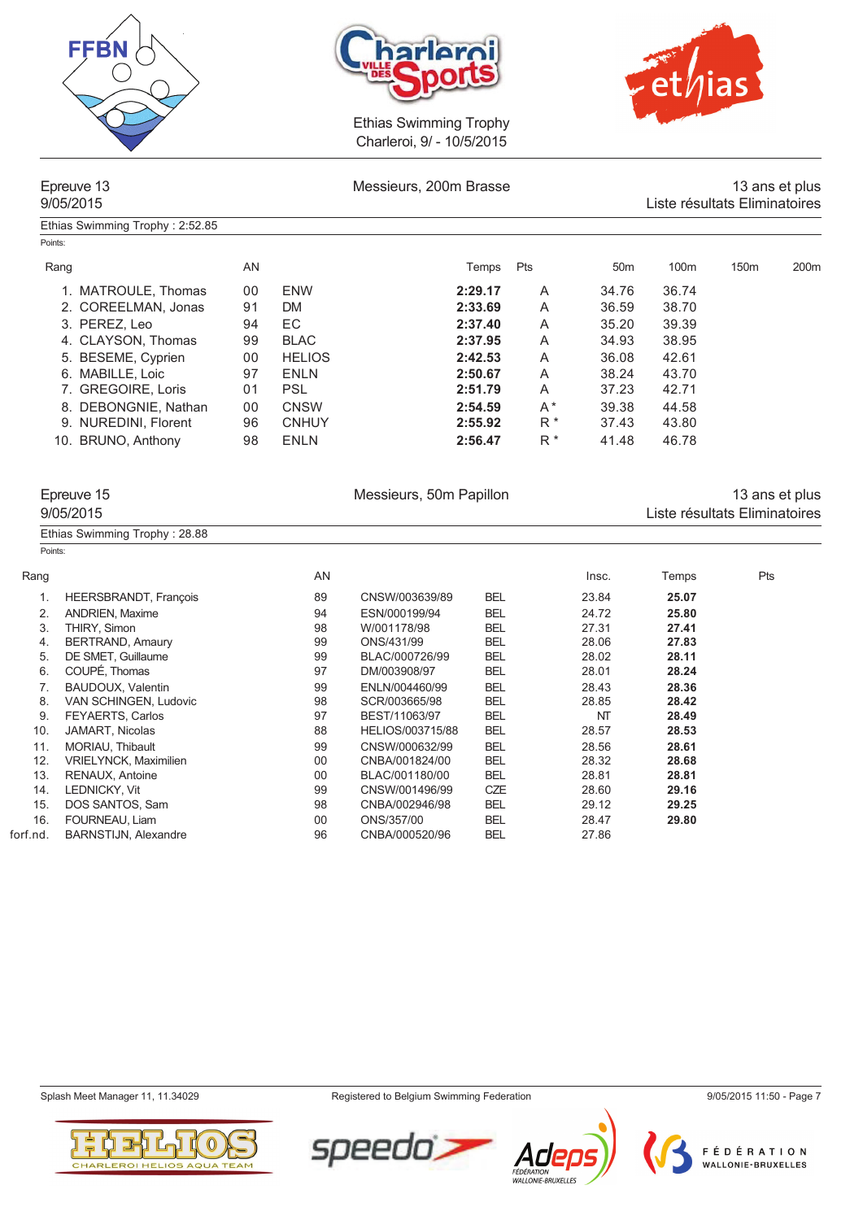Ethias Swimming Trophy
Charleroi, 9/ - 10/5/2015

Epreuve 13 — Messieurs, 200m Brasse — 13 ans et plus
9/05/2015 — Liste résultats Eliminatoires

Ethias Swimming Trophy : 2:52.85

Points:

| Rang | | AN | | Temps | Pts | 50m | 100m | 150m | 200m |
|---|---|---|---|---|---|---|---|---|---|
| 1. | MATROULE, Thomas | 00 | ENW | **2:29.17** | A | 34.76 | 36.74 | | |
| 2. | COREELMAN, Jonas | 91 | DM | **2:33.69** | A | 36.59 | 38.70 | | |
| 3. | PEREZ, Leo | 94 | EC | **2:37.40** | A | 35.20 | 39.39 | | |
| 4. | CLAYSON, Thomas | 99 | BLAC | **2:37.95** | A | 34.93 | 38.95 | | |
| 5. | BESEME, Cyprien | 00 | HELIOS | **2:42.53** | A | 36.08 | 42.61 | | |
| 6. | MABILLE, Loic | 97 | ENLN | **2:50.67** | A | 38.24 | 43.70 | | |
| 7. | GREGOIRE, Loris | 01 | PSL | **2:51.79** | A | 37.23 | 42.71 | | |
| 8. | DEBONGNIE, Nathan | 00 | CNSW | **2:54.59** | A * | 39.38 | 44.58 | | |
| 9. | NUREDINI, Florent | 96 | CNHUY | **2:55.92** | R * | 37.43 | 43.80 | | |
| 10. | BRUNO, Anthony | 98 | ENLN | **2:56.47** | R * | 41.48 | 46.78 | | |

Epreuve 15 — Messieurs, 50m Papillon — 13 ans et plus
9/05/2015 — Liste résultats Eliminatoires

Ethias Swimming Trophy : 28.88

Points:

| Rang | | AN | | | Insc. | Temps | Pts |
|---|---|---|---|---|---|---|---|
| 1. | HEERSBRANDT, François | 89 | CNSW/003639/89 | BEL | 23.84 | **25.07** | |
| 2. | ANDRIEN, Maxime | 94 | ESN/000199/94 | BEL | 24.72 | **25.80** | |
| 3. | THIRY, Simon | 98 | W/001178/98 | BEL | 27.31 | **27.41** | |
| 4. | BERTRAND, Amaury | 99 | ONS/431/99 | BEL | 28.06 | **27.83** | |
| 5. | DE SMET, Guillaume | 99 | BLAC/000726/99 | BEL | 28.02 | **28.11** | |
| 6. | COUPÉ, Thomas | 97 | DM/003908/97 | BEL | 28.01 | **28.24** | |
| 7. | BAUDOUX, Valentin | 99 | ENLN/004460/99 | BEL | 28.43 | **28.36** | |
| 8. | VAN SCHINGEN, Ludovic | 98 | SCR/003665/98 | BEL | 28.85 | **28.42** | |
| 9. | FEYAERTS, Carlos | 97 | BEST/11063/97 | BEL | NT | **28.49** | |
| 10. | JAMART, Nicolas | 88 | HELIOS/003715/88 | BEL | 28.57 | **28.53** | |
| 11. | MORIAU, Thibault | 99 | CNSW/000632/99 | BEL | 28.56 | **28.61** | |
| 12. | VRIELYNCK, Maximilien | 00 | CNBA/001824/00 | BEL | 28.32 | **28.68** | |
| 13. | RENAUX, Antoine | 00 | BLAC/001180/00 | BEL | 28.81 | **28.81** | |
| 14. | LEDNICKY, Vit | 99 | CNSW/001496/99 | CZE | 28.60 | **29.16** | |
| 15. | DOS SANTOS, Sam | 98 | CNBA/002946/98 | BEL | 29.12 | **29.25** | |
| 16. | FOURNEAU, Liam | 00 | ONS/357/00 | BEL | 28.47 | **29.80** | |
| forf.nd. | BARNSTIJN, Alexandre | 96 | CNBA/000520/96 | BEL | 27.86 | | |

Splash Meet Manager 11, 11.34029 — Registered to Belgium Swimming Federation — 9/05/2015 11:50